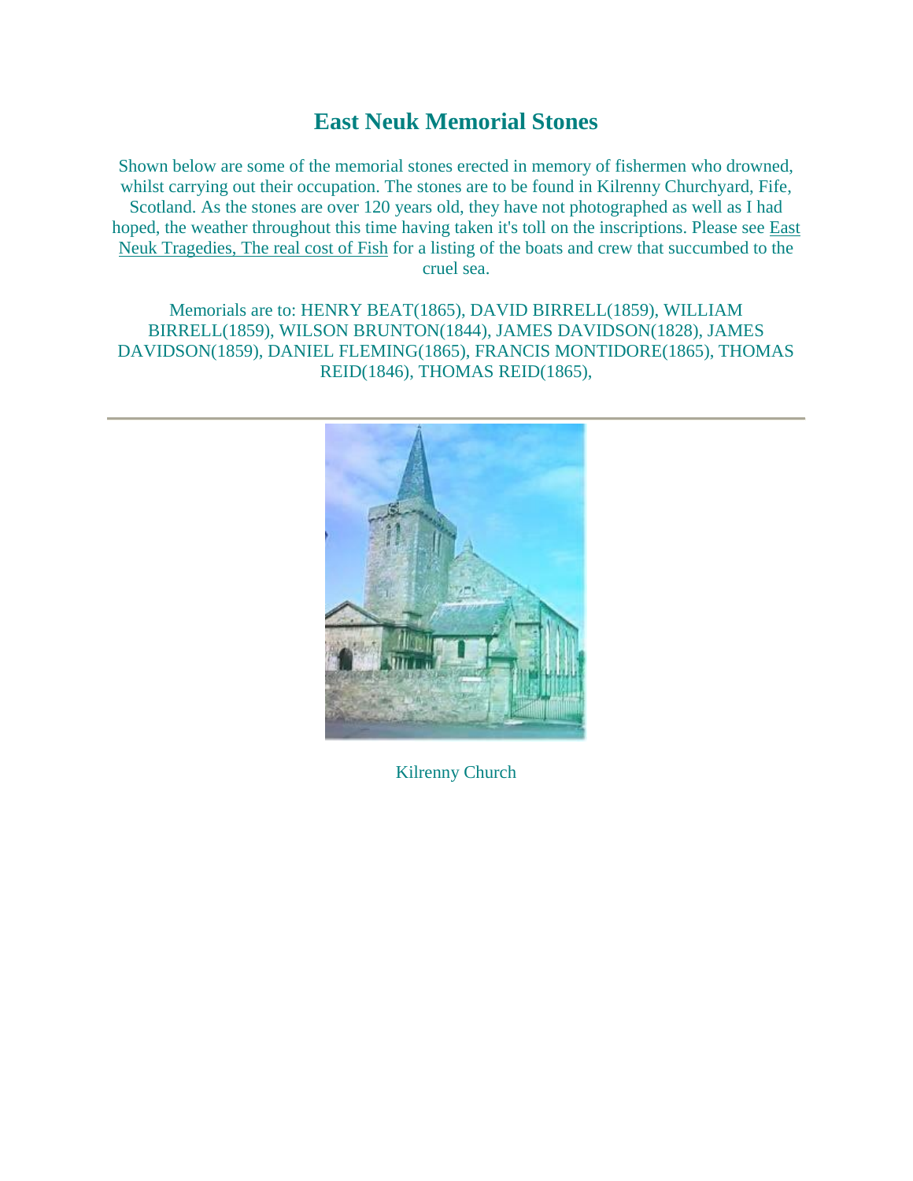# East Neuk Memorial Stones

Shown below are some of the memorial stones erected in memory of fishermen who drowned, whilst carrying out their occupation. The stones are to be found in Kilrenny Churchyard, Fife, Scotland. As the stones are over 120 years old, they have not photographed as well as I had hoped, the weather throughout this time having taken it's toll on the inscriptions. Please see East Neuk Tragedies, The real cost of Fish for a listing of the boats and crew that succumbed to the cruel sea.

Memorials are to: HENRY BEAT(1865), DAVID BIRRELL(1859), WILLIAM BIRRELL(1859), WILSON BRUNTON(1844), JAMES DAVIDSON(1828), JAMES DAVIDSON(1859), DANIEL FLEMING(1865), FRANCIS MONTIDORE(1865), THOMAS REID(1846), THOMAS REID(1865),

---

Kilrenny Church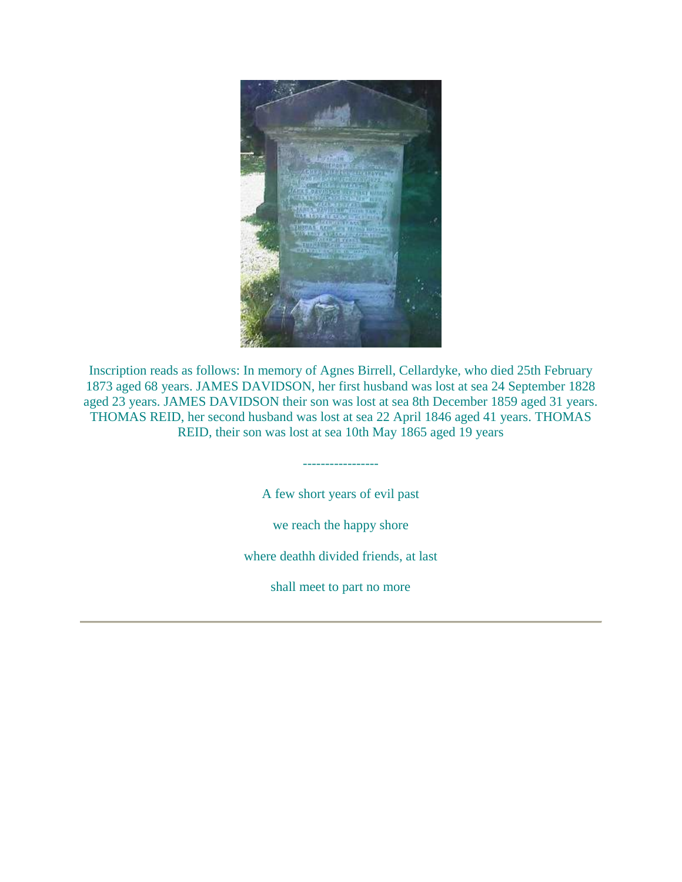Inscription reads as follows: In memory of Agnes Birrell, Cellardyke, who died 25th February 1873 aged 68 years. JAMES DAVIDSON, her first husband was lost at sea 24 September 1828 aged 23 years. JAMES DAVIDSON their son was lost at sea 8th December 1859 aged 31 years. THOMAS REID, her second husband was lost at sea 22 April 1846 aged 41 years. THOMAS REID, their son was lost at sea 10th May 1865 aged 19 years

-----------------

A few short years of evil past

we reach the happy shore

where deathh divided friends, at last

shall meet to part no more

---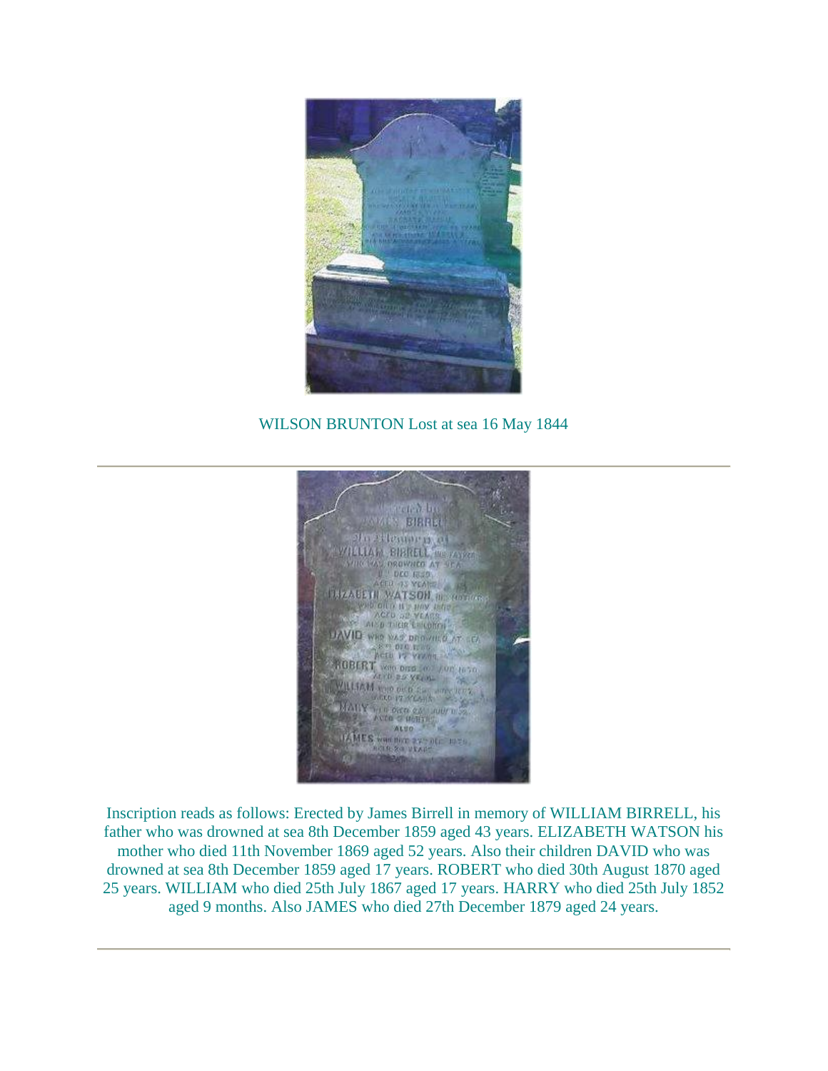WILSON BRUNTON Lost at sea 16 May 1844

---

Inscription reads as follows: Erected by James Birrell in memory of WILLIAM BIRRELL, his father who was drowned at sea 8th December 1859 aged 43 years. ELIZABETH WATSON his mother who died 11th November 1869 aged 52 years. Also their children DAVID who was drowned at sea 8th December 1859 aged 17 years. ROBERT who died 30th August 1870 aged 25 years. WILLIAM who died 25th July 1867 aged 17 years. HARRY who died 25th July 1852 aged 9 months. Also JAMES who died 27th December 1879 aged 24 years.

---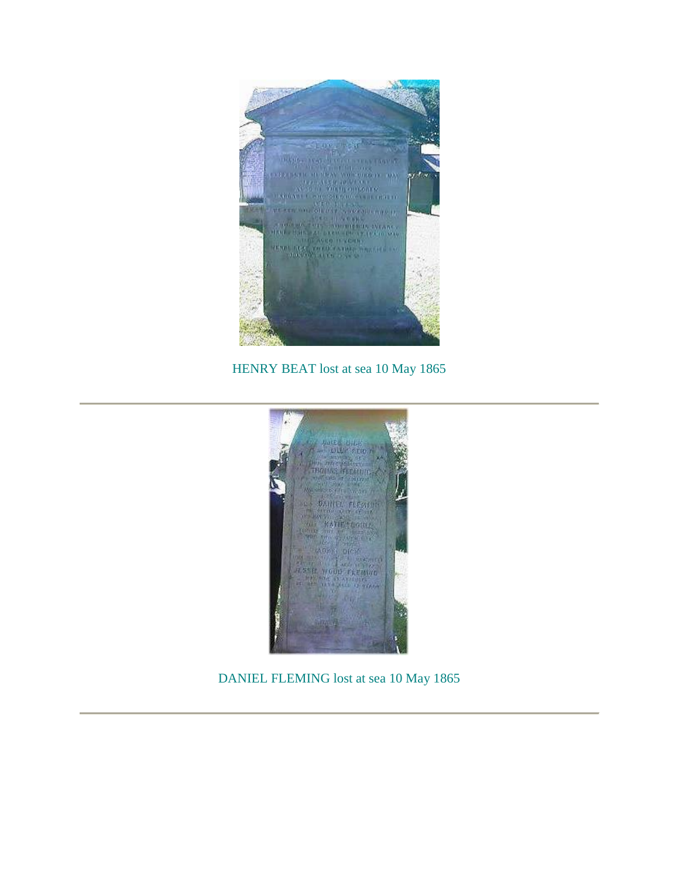HENRY BEAT lost at sea 10 May 1865

---

DANIEL FLEMING lost at sea 10 May 1865

---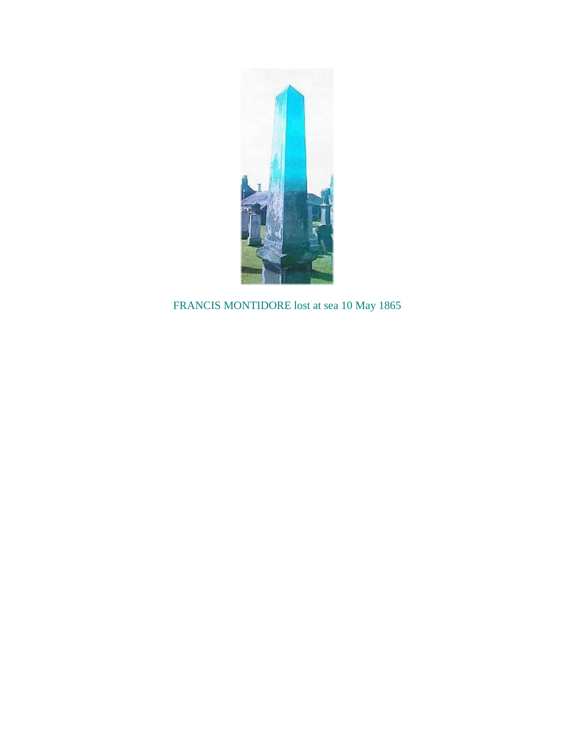FRANCIS MONTIDORE lost at sea 10 May 1865